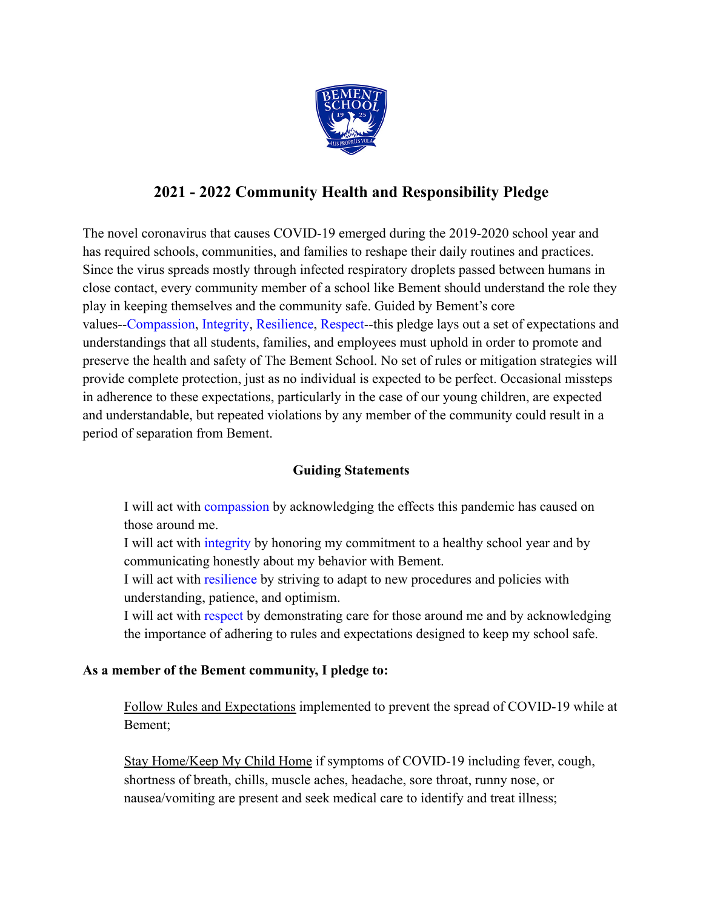# 2021 - 2022 Community Health and Responsibility Pledge

The novel coronavirus that causes COVID-19 emerged during the 2019-2020 school year and has required schools, communities, and families to reshape their daily routines and practices. Since the virus spreads mostly through infected respiratory droplets passed between humans in close contact, every community member of a school like Bement should understand the role they play in keeping themselves and the community safe. Guided by Bement's core values--Compassion, Integrity, Resilience, Respect--this pledge lays out a set of expectations and understandings that all students, families, and employees must uphold in order to promote and preserve the health and safety of The Bement School. No set of rules or mitigation strategies will provide complete protection, just as no individual is expected to be perfect. Occasional missteps in adherence to these expectations, particularly in the case of our young children, are expected and understandable, but repeated violations by any member of the community could result in a period of separation from Bement.

## Guiding Statements

I will act with compassion by acknowledging the effects this pandemic has caused on those around me.
I will act with integrity by honoring my commitment to a healthy school year and by communicating honestly about my behavior with Bement.
I will act with resilience by striving to adapt to new procedures and policies with understanding, patience, and optimism.
I will act with respect by demonstrating care for those around me and by acknowledging the importance of adhering to rules and expectations designed to keep my school safe.

**As a member of the Bement community, I pledge to:**

Follow Rules and Expectations implemented to prevent the spread of COVID-19 while at Bement;

Stay Home/Keep My Child Home if symptoms of COVID-19 including fever, cough, shortness of breath, chills, muscle aches, headache, sore throat, runny nose, or nausea/vomiting are present and seek medical care to identify and treat illness;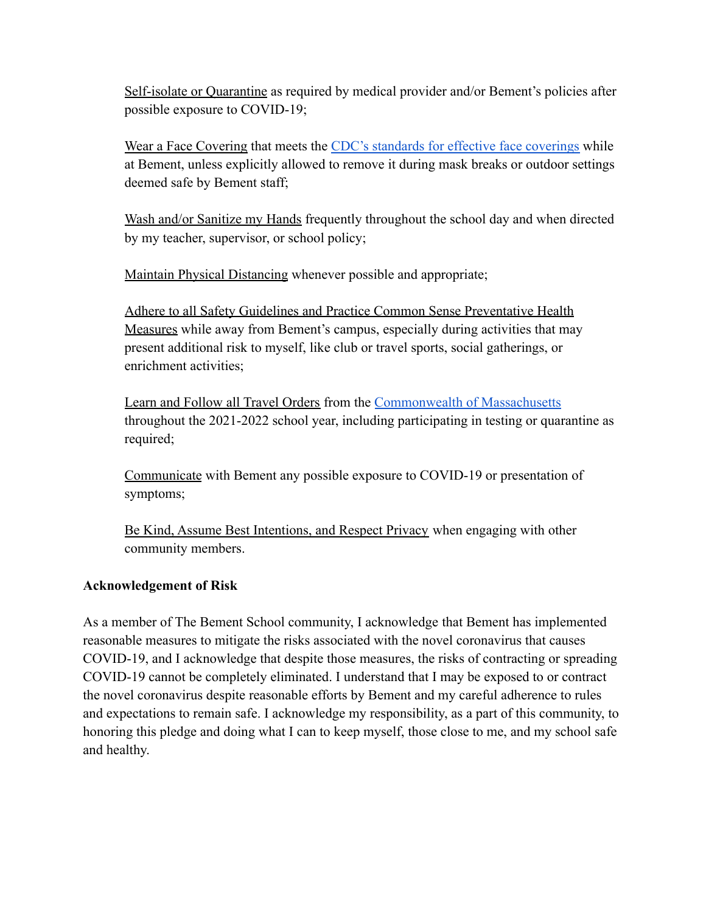Self-isolate or Quarantine as required by medical provider and/or Bement's policies after possible exposure to COVID-19;

Wear a Face Covering that meets the [CDC's standards for effective face coverings](#) while at Bement, unless explicitly allowed to remove it during mask breaks or outdoor settings deemed safe by Bement staff;

Wash and/or Sanitize my Hands frequently throughout the school day and when directed by my teacher, supervisor, or school policy;

Maintain Physical Distancing whenever possible and appropriate;

Adhere to all Safety Guidelines and Practice Common Sense Preventative Health Measures while away from Bement's campus, especially during activities that may present additional risk to myself, like club or travel sports, social gatherings, or enrichment activities;

Learn and Follow all Travel Orders from the [Commonwealth of Massachusetts](#) throughout the 2021-2022 school year, including participating in testing or quarantine as required;

Communicate with Bement any possible exposure to COVID-19 or presentation of symptoms;

Be Kind, Assume Best Intentions, and Respect Privacy when engaging with other community members.

**Acknowledgement of Risk**

As a member of The Bement School community, I acknowledge that Bement has implemented reasonable measures to mitigate the risks associated with the novel coronavirus that causes COVID-19, and I acknowledge that despite those measures, the risks of contracting or spreading COVID-19 cannot be completely eliminated. I understand that I may be exposed to or contract the novel coronavirus despite reasonable efforts by Bement and my careful adherence to rules and expectations to remain safe. I acknowledge my responsibility, as a part of this community, to honoring this pledge and doing what I can to keep myself, those close to me, and my school safe and healthy.